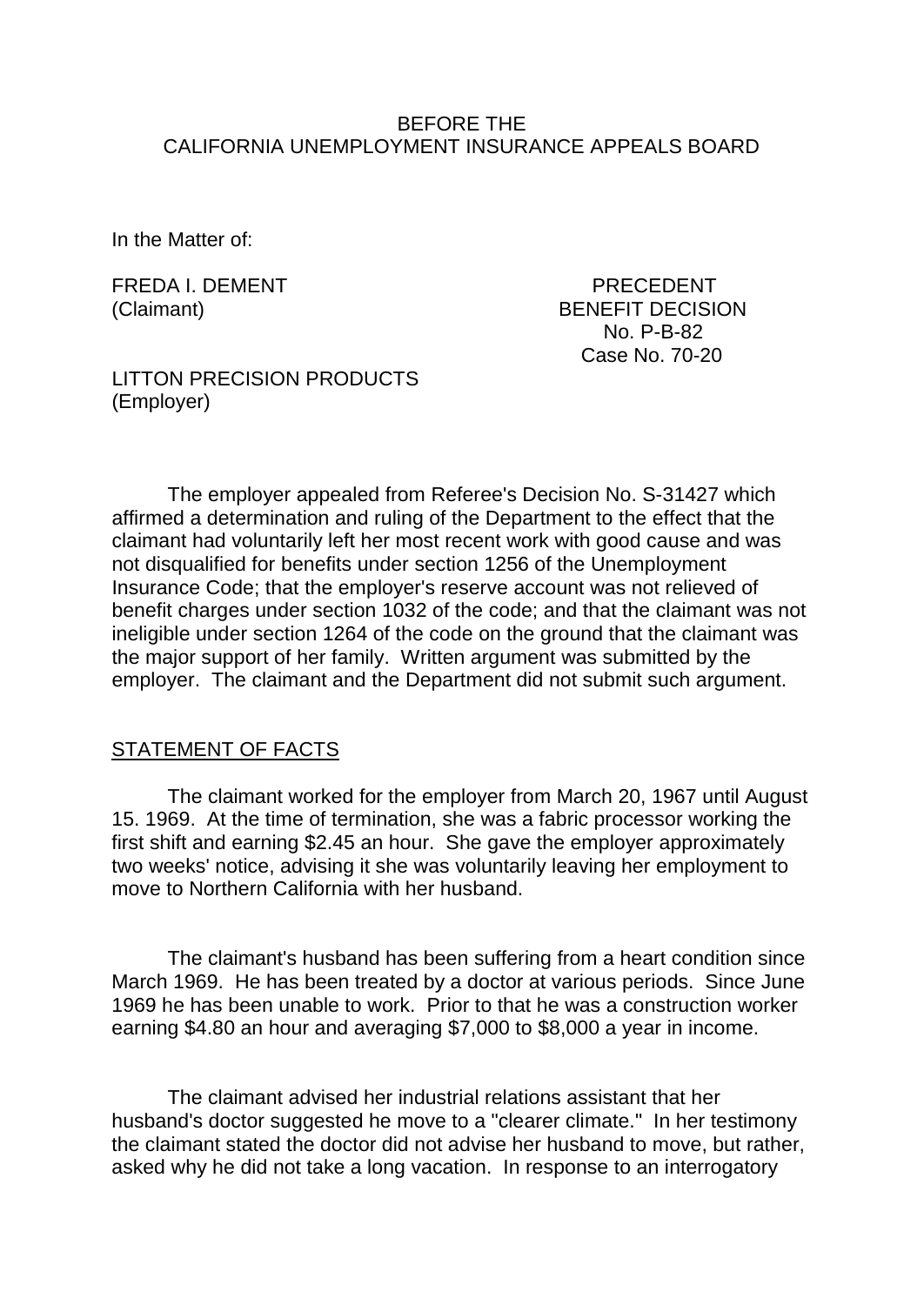BEFORE THE
CALIFORNIA UNEMPLOYMENT INSURANCE APPEALS BOARD

In the Matter of:

FREDA I. DEMENT
(Claimant)

PRECEDENT
BENEFIT DECISION
No. P-B-82
Case No. 70-20

LITTON PRECISION PRODUCTS
(Employer)

The employer appealed from Referee's Decision No. S-31427 which affirmed a determination and ruling of the Department to the effect that the claimant had voluntarily left her most recent work with good cause and was not disqualified for benefits under section 1256 of the Unemployment Insurance Code; that the employer's reserve account was not relieved of benefit charges under section 1032 of the code; and that the claimant was not ineligible under section 1264 of the code on the ground that the claimant was the major support of her family. Written argument was submitted by the employer. The claimant and the Department did not submit such argument.

## STATEMENT OF FACTS

The claimant worked for the employer from March 20, 1967 until August 15. 1969. At the time of termination, she was a fabric processor working the first shift and earning $2.45 an hour. She gave the employer approximately two weeks' notice, advising it she was voluntarily leaving her employment to move to Northern California with her husband.

The claimant's husband has been suffering from a heart condition since March 1969. He has been treated by a doctor at various periods. Since June 1969 he has been unable to work. Prior to that he was a construction worker earning $4.80 an hour and averaging $7,000 to $8,000 a year in income.

The claimant advised her industrial relations assistant that her husband's doctor suggested he move to a "clearer climate." In her testimony the claimant stated the doctor did not advise her husband to move, but rather, asked why he did not take a long vacation. In response to an interrogatory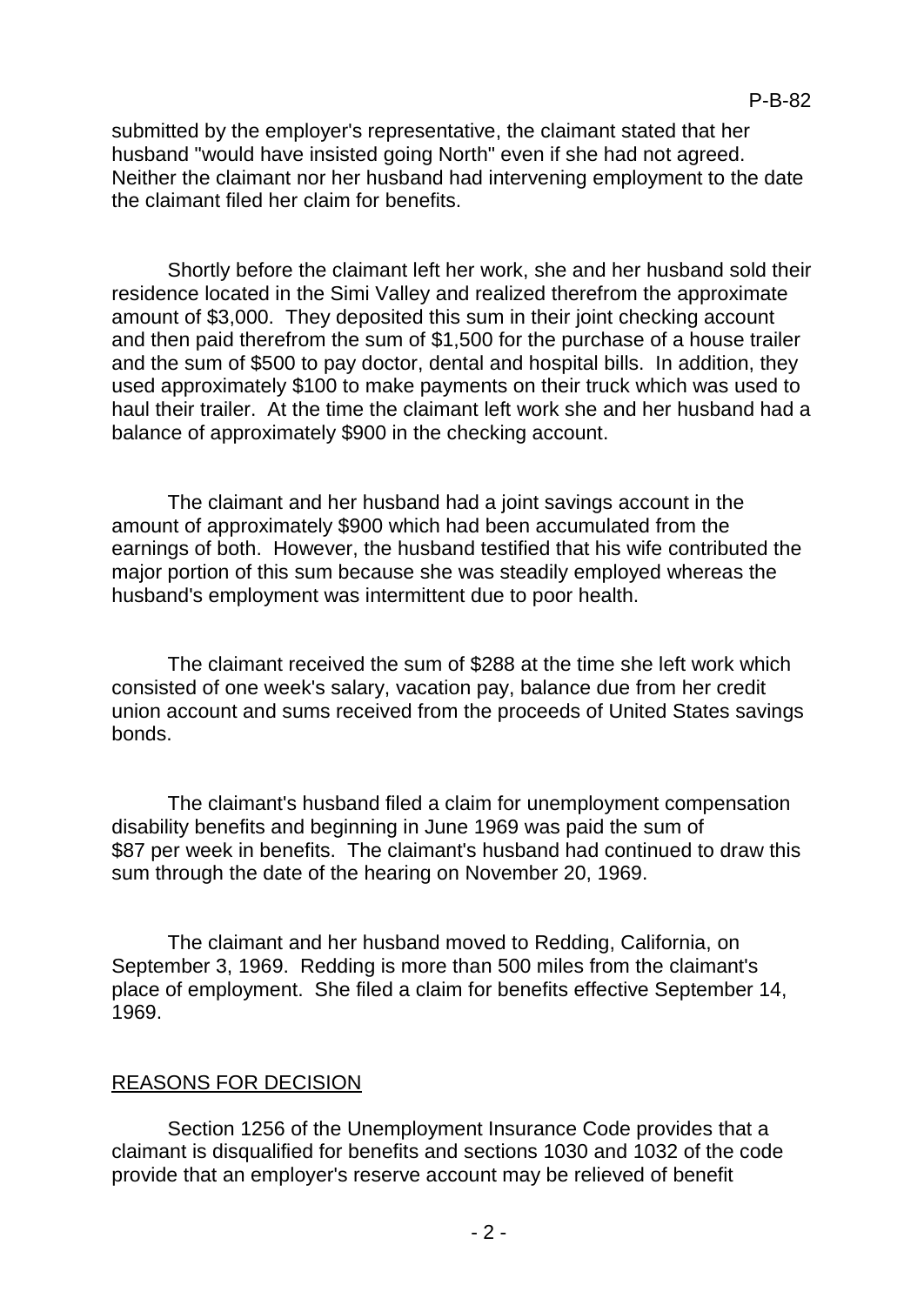submitted by the employer's representative, the claimant stated that her husband "would have insisted going North" even if she had not agreed. Neither the claimant nor her husband had intervening employment to the date the claimant filed her claim for benefits.

Shortly before the claimant left her work, she and her husband sold their residence located in the Simi Valley and realized therefrom the approximate amount of $3,000. They deposited this sum in their joint checking account and then paid therefrom the sum of $1,500 for the purchase of a house trailer and the sum of $500 to pay doctor, dental and hospital bills. In addition, they used approximately $100 to make payments on their truck which was used to haul their trailer. At the time the claimant left work she and her husband had a balance of approximately $900 in the checking account.

The claimant and her husband had a joint savings account in the amount of approximately $900 which had been accumulated from the earnings of both. However, the husband testified that his wife contributed the major portion of this sum because she was steadily employed whereas the husband's employment was intermittent due to poor health.

The claimant received the sum of $288 at the time she left work which consisted of one week's salary, vacation pay, balance due from her credit union account and sums received from the proceeds of United States savings bonds.

The claimant's husband filed a claim for unemployment compensation disability benefits and beginning in June 1969 was paid the sum of $87 per week in benefits. The claimant's husband had continued to draw this sum through the date of the hearing on November 20, 1969.

The claimant and her husband moved to Redding, California, on September 3, 1969. Redding is more than 500 miles from the claimant's place of employment. She filed a claim for benefits effective September 14, 1969.

## REASONS FOR DECISION

Section 1256 of the Unemployment Insurance Code provides that a claimant is disqualified for benefits and sections 1030 and 1032 of the code provide that an employer's reserve account may be relieved of benefit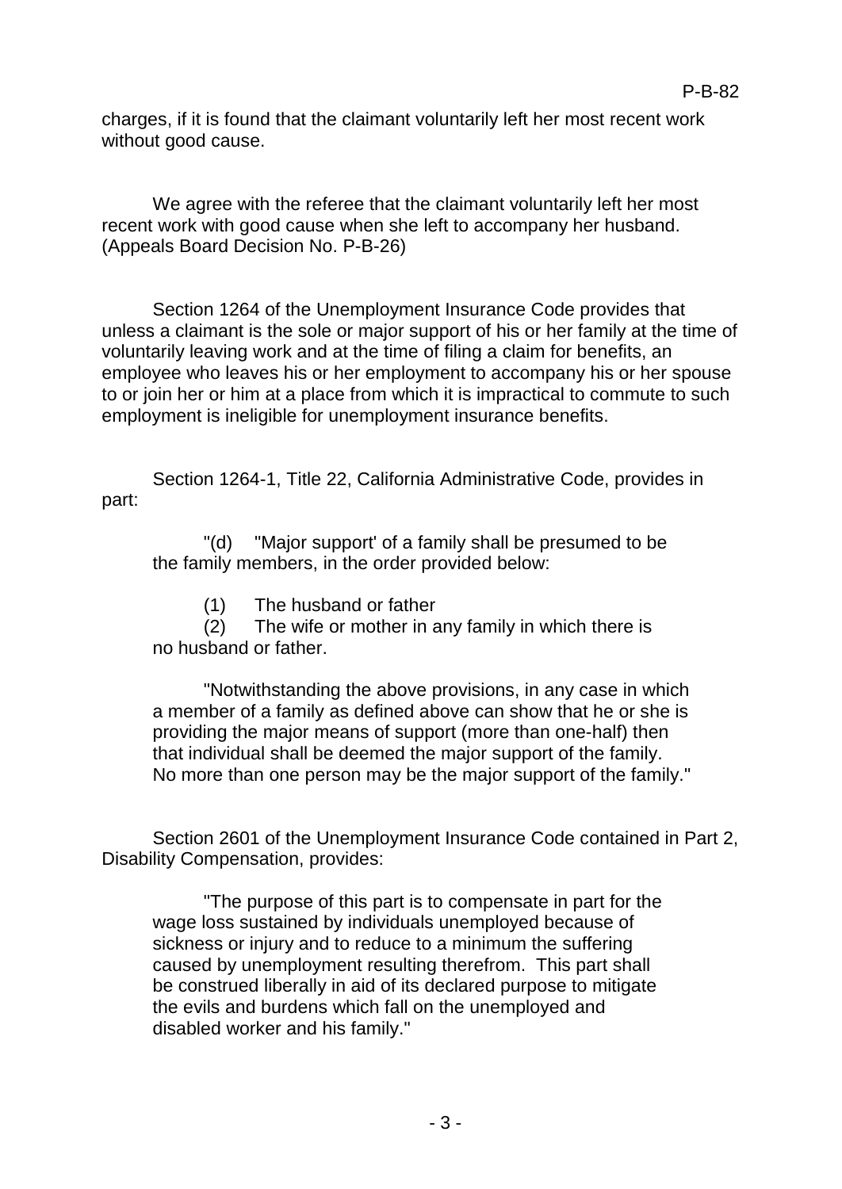charges, if it is found that the claimant voluntarily left her most recent work without good cause.

We agree with the referee that the claimant voluntarily left her most recent work with good cause when she left to accompany her husband. (Appeals Board Decision No. P-B-26)

Section 1264 of the Unemployment Insurance Code provides that unless a claimant is the sole or major support of his or her family at the time of voluntarily leaving work and at the time of filing a claim for benefits, an employee who leaves his or her employment to accompany his or her spouse to or join her or him at a place from which it is impractical to commute to such employment is ineligible for unemployment insurance benefits.

Section 1264-1, Title 22, California Administrative Code, provides in part:

> "(d) "Major support' of a family shall be presumed to be the family members, in the order provided below:
>
> (1) The husband or father
> (2) The wife or mother in any family in which there is no husband or father.
>
> "Notwithstanding the above provisions, in any case in which a member of a family as defined above can show that he or she is providing the major means of support (more than one-half) then that individual shall be deemed the major support of the family. No more than one person may be the major support of the family."

Section 2601 of the Unemployment Insurance Code contained in Part 2, Disability Compensation, provides:

> "The purpose of this part is to compensate in part for the wage loss sustained by individuals unemployed because of sickness or injury and to reduce to a minimum the suffering caused by unemployment resulting therefrom. This part shall be construed liberally in aid of its declared purpose to mitigate the evils and burdens which fall on the unemployed and disabled worker and his family."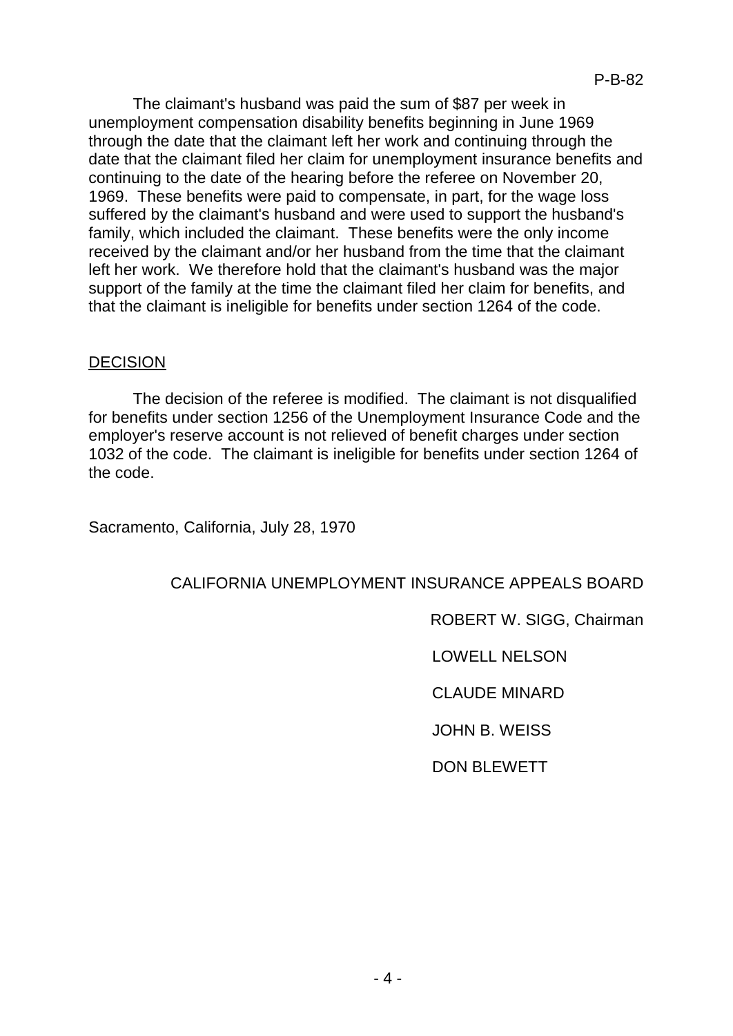The claimant's husband was paid the sum of $87 per week in unemployment compensation disability benefits beginning in June 1969 through the date that the claimant left her work and continuing through the date that the claimant filed her claim for unemployment insurance benefits and continuing to the date of the hearing before the referee on November 20, 1969. These benefits were paid to compensate, in part, for the wage loss suffered by the claimant's husband and were used to support the husband's family, which included the claimant. These benefits were the only income received by the claimant and/or her husband from the time that the claimant left her work. We therefore hold that the claimant's husband was the major support of the family at the time the claimant filed her claim for benefits, and that the claimant is ineligible for benefits under section 1264 of the code.

## DECISION

The decision of the referee is modified. The claimant is not disqualified for benefits under section 1256 of the Unemployment Insurance Code and the employer's reserve account is not relieved of benefit charges under section 1032 of the code. The claimant is ineligible for benefits under section 1264 of the code.

Sacramento, California, July 28, 1970

CALIFORNIA UNEMPLOYMENT INSURANCE APPEALS BOARD

ROBERT W. SIGG, Chairman

LOWELL NELSON

CLAUDE MINARD

JOHN B. WEISS

DON BLEWETT